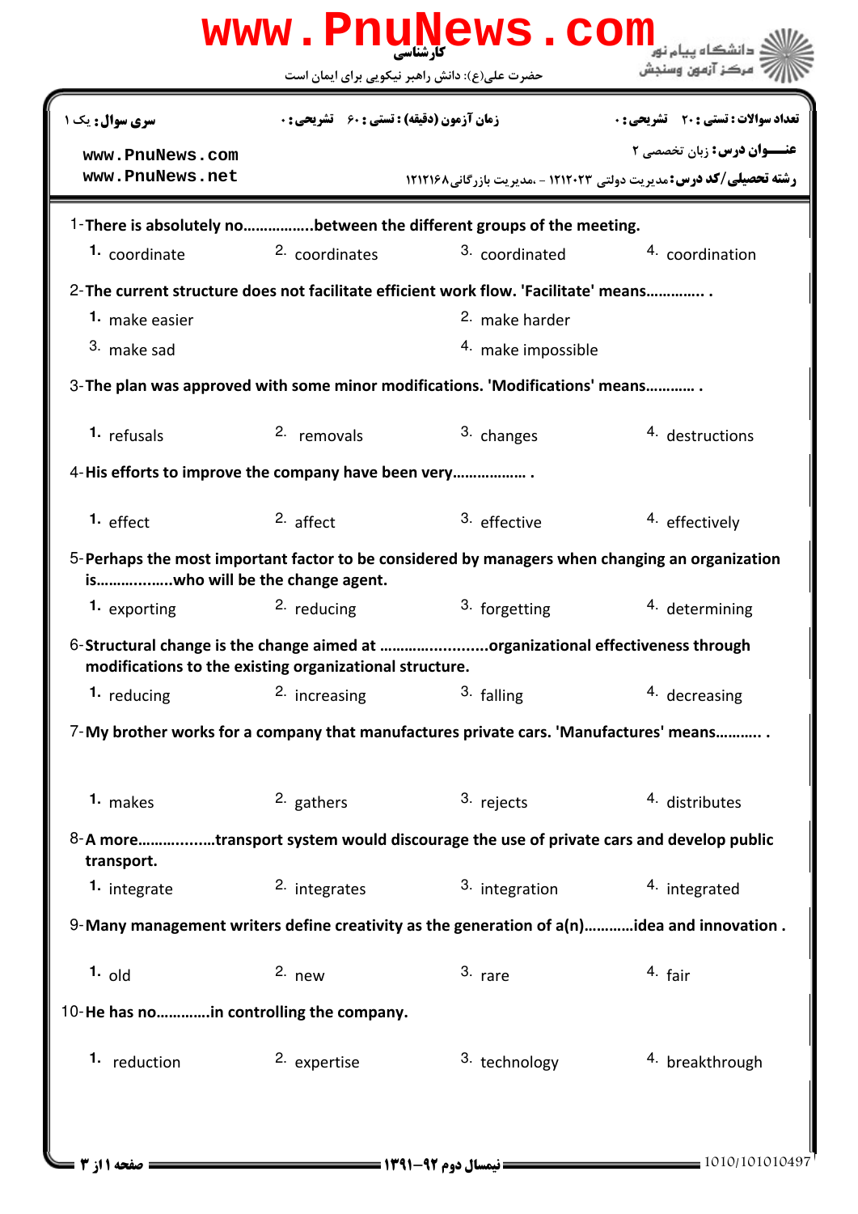کارشناسی

حضرت علی(ع): دانش راهبر نیکویی برای ایمان است

دانشگاه پیام نور
مرکز آزمون وسنجش

| سری سوال: یک ۱ | زمان آزمون (دقیقه) : تستی : ۶۰ تشریحی : ۰ | تعداد سوالات : تستی : ۲۰ تشریحی : ۰ |
|---|---|---|

**عنـــوان درس:** زبان تخصصی ۲

**رشته تحصیلی/کد درس:** مدیریت دولتی ۱۲۱۲۰۲۳ - ،مدیریت بازرگانی۱۲۱۲۱۶۸

1-**There is absolutely no……………..between the different groups of the meeting.**

1. coordinate
2. coordinates
3. coordinated
4. coordination

2-**The current structure does not facilitate efficient work flow. 'Facilitate' means………….. .**

1. make easier
2. make harder
3. make sad
4. make impossible

3-**The plan was approved with some minor modifications. 'Modifications' means………… .**

1. refusals
2. removals
3. changes
4. destructions

4-**His efforts to improve the company have been very……………… .**

1. effect
2. affect
3. effective
4. effectively

5-**Perhaps the most important factor to be considered by managers when changing an organization is……….........who will be the change agent.**

1. exporting
2. reducing
3. forgetting
4. determining

6-**Structural change is the change aimed at ……………..........organizational effectiveness through modifications to the existing organizational structure.**

1. reducing
2. increasing
3. falling
4. decreasing

7-**My brother works for a company that manufactures private cars. 'Manufactures' means……….. .**

1. makes
2. gathers
3. rejects
4. distributes

8-**A more……….........transport system would discourage the use of private cars and develop public transport.**

1. integrate
2. integrates
3. integration
4. integrated

9-**Many management writers define creativity as the generation of a(n)…………idea and innovation .**

1. old
2. new
3. rare
4. fair

10-**He has no………….in controlling the company.**

1. reduction
2. expertise
3. technology
4. breakthrough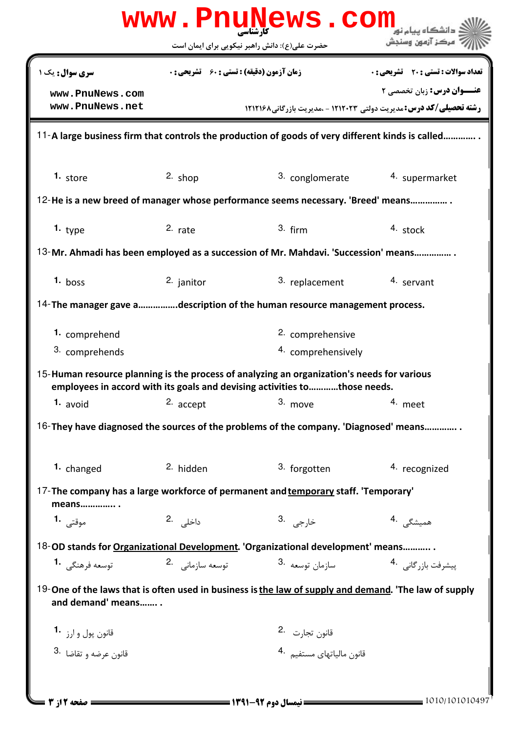کارشناسی

حضرت علی(ع): دانش راهبر نیکویی برای ایمان است

دانشگاه پیام نور
مرکز آزمون وسنجش

**سری سؤال:** یک ۱

**زمان آزمون (دقیقه) : تستی :** ۶۰ **تشریحی :** ۰

**تعداد سؤالات : تستی :** ۲۰ **تشریحی :** ۰

**عنـــوان درس:** زبان تخصصی ۲

**رشته تحصیلی/کد درس:** مدیریت دولتی ۱۲۱۲۰۲۳ - ،مدیریت بازرگانی۱۲۱۲۱۶۸

11-**A large business firm that controls the production of goods of very different kinds is called............ .**

1. store
2. shop
3. conglomerate
4. supermarket

12-**He is a new breed of manager whose performance seems necessary. 'Breed' means............... .**

1. type
2. rate
3. firm
4. stock

13-**Mr. Ahmadi has been employed as a succession of Mr. Mahdavi. 'Succession' means............... .**

1. boss
2. janitor
3. replacement
4. servant

14-**The manager gave a................description of the human resource management process.**

1. comprehend
2. comprehensive
3. comprehends
4. comprehensively

15-**Human resource planning is the process of analyzing an organization's needs for various employees in accord with its goals and devising activities to...........those needs.**

1. avoid
2. accept
3. move
4. meet

16-**They have diagnosed the sources of the problems of the company. 'Diagnosed' means............ .**

1. changed
2. hidden
3. forgotten
4. recognized

17-**The company has a large workforce of permanent and temporary staff. 'Temporary' means.............. .**

1. موقتی
2. داخلی
3. خارجی
4. همیشگی

18-**OD stands for Organizational Development. 'Organizational development' means........... .**

1. توسعه فرهنگی
2. توسعه سازمانی
3. سازمان توسعه
4. پیشرفت بازرگانی

19-**One of the laws that is often used in business is the law of supply and demand. 'The law of supply and demand' means....... .**

1. قانون پول و ارز
2. قانون تجارت
3. قانون عرضه و تقاضا
4. قانون مالیاتهای مستقیم

نیمسال دوم ۹۲-۱۳۹۱

1010/101010497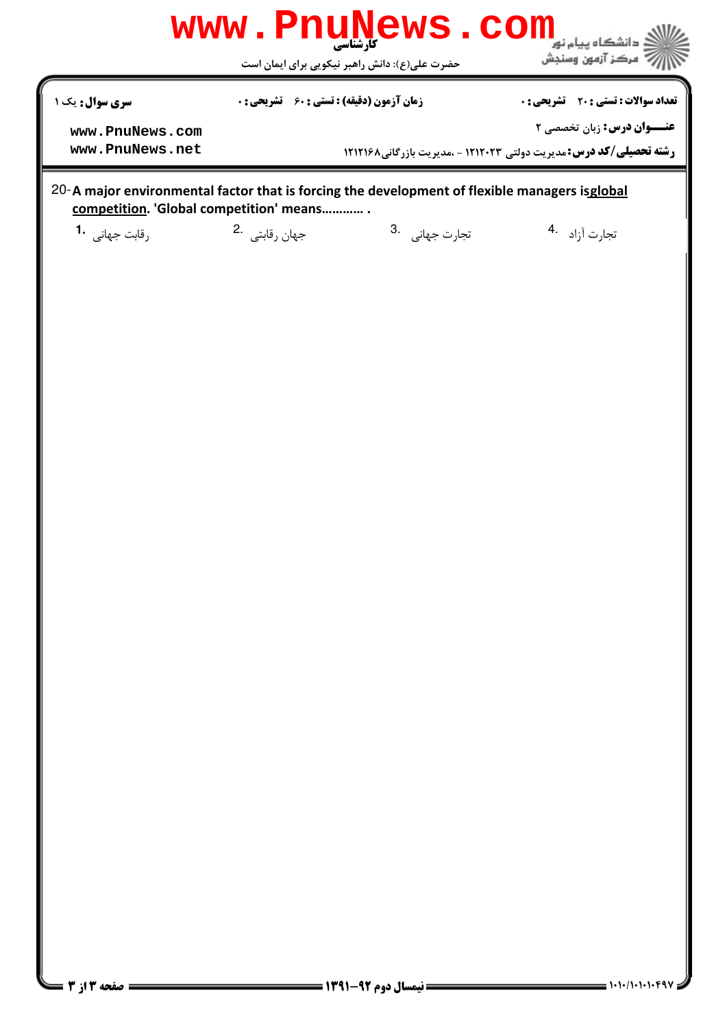20-**A major environmental factor that is forcing the development of flexible managers is global competition. 'Global competition' means............ .**

1. رقابت جهانی
2. جهان رقابتی
3. تجارت جهانی
4. تجارت آزاد